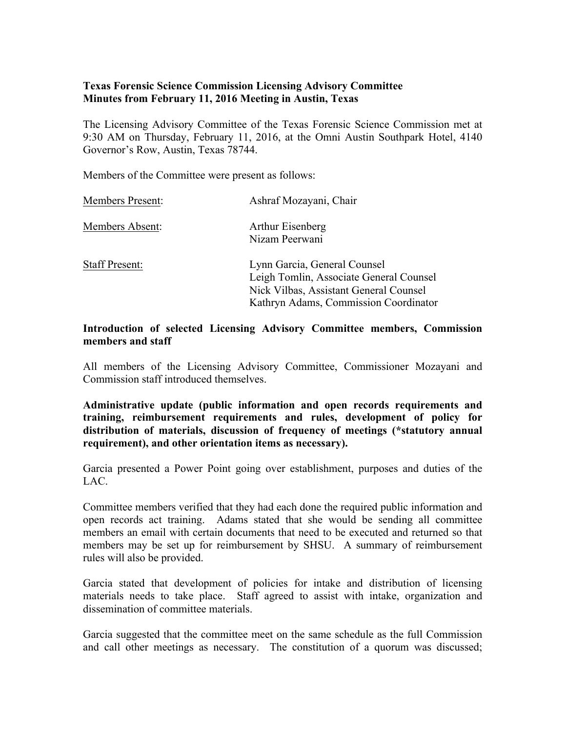**Texas Forensic Science Commission Licensing Advisory Committee**
**Minutes from February 11, 2016 Meeting in Austin, Texas**

The Licensing Advisory Committee of the Texas Forensic Science Commission met at 9:30 AM on Thursday, February 11, 2016, at the Omni Austin Southpark Hotel, 4140 Governor's Row, Austin, Texas 78744.

Members of the Committee were present as follows:

| | |
|---|---|
| Members Present: | Ashraf Mozayani, Chair |
| Members Absent: | Arthur Eisenberg<br>Nizam Peerwani |
| Staff Present: | Lynn Garcia, General Counsel<br>Leigh Tomlin, Associate General Counsel<br>Nick Vilbas, Assistant General Counsel<br>Kathryn Adams, Commission Coordinator |

**Introduction of selected Licensing Advisory Committee members, Commission members and staff**

All members of the Licensing Advisory Committee, Commissioner Mozayani and Commission staff introduced themselves.

**Administrative update (public information and open records requirements and training, reimbursement requirements and rules, development of policy for distribution of materials, discussion of frequency of meetings (*statutory annual requirement), and other orientation items as necessary).**

Garcia presented a Power Point going over establishment, purposes and duties of the LAC.

Committee members verified that they had each done the required public information and open records act training. Adams stated that she would be sending all committee members an email with certain documents that need to be executed and returned so that members may be set up for reimbursement by SHSU. A summary of reimbursement rules will also be provided.

Garcia stated that development of policies for intake and distribution of licensing materials needs to take place. Staff agreed to assist with intake, organization and dissemination of committee materials.

Garcia suggested that the committee meet on the same schedule as the full Commission and call other meetings as necessary. The constitution of a quorum was discussed;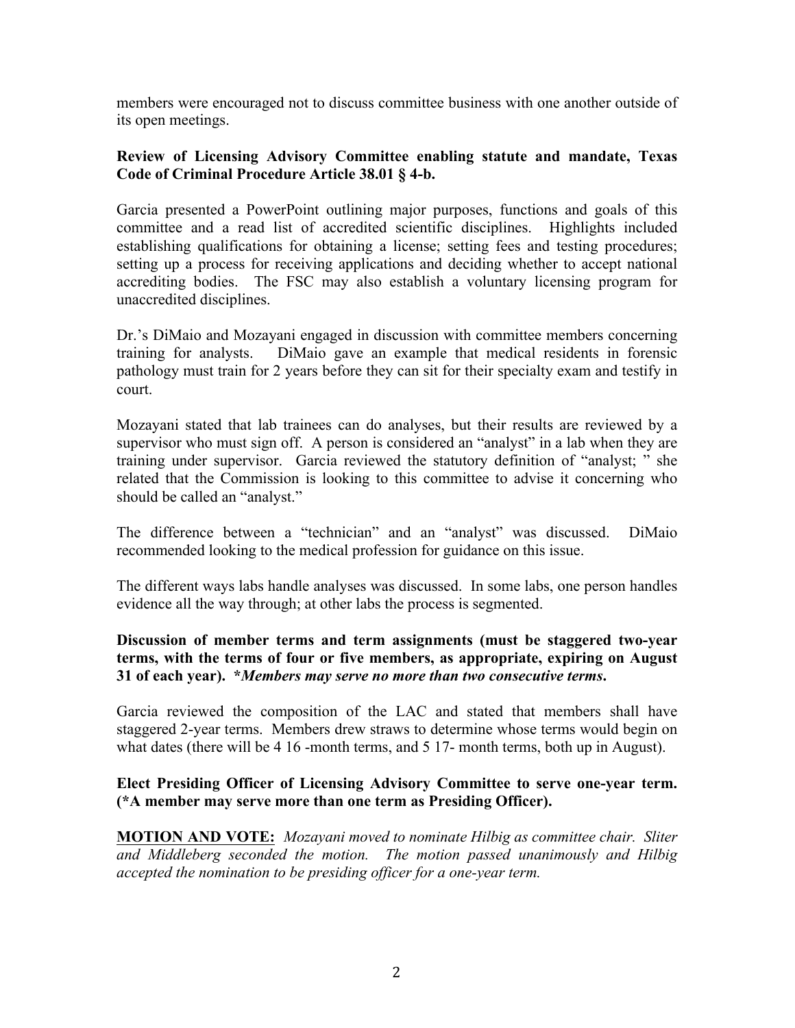members were encouraged not to discuss committee business with one another outside of its open meetings.

**Review of Licensing Advisory Committee enabling statute and mandate, Texas Code of Criminal Procedure Article 38.01 § 4-b.**

Garcia presented a PowerPoint outlining major purposes, functions and goals of this committee and a read list of accredited scientific disciplines. Highlights included establishing qualifications for obtaining a license; setting fees and testing procedures; setting up a process for receiving applications and deciding whether to accept national accrediting bodies. The FSC may also establish a voluntary licensing program for unaccredited disciplines.

Dr.'s DiMaio and Mozayani engaged in discussion with committee members concerning training for analysts. DiMaio gave an example that medical residents in forensic pathology must train for 2 years before they can sit for their specialty exam and testify in court.

Mozayani stated that lab trainees can do analyses, but their results are reviewed by a supervisor who must sign off. A person is considered an "analyst" in a lab when they are training under supervisor. Garcia reviewed the statutory definition of "analyst; " she related that the Commission is looking to this committee to advise it concerning who should be called an "analyst."

The difference between a "technician" and an "analyst" was discussed. DiMaio recommended looking to the medical profession for guidance on this issue.

The different ways labs handle analyses was discussed. In some labs, one person handles evidence all the way through; at other labs the process is segmented.

**Discussion of member terms and term assignments (must be staggered two-year terms, with the terms of four or five members, as appropriate, expiring on August 31 of each year). *_Members may serve no more than two consecutive terms_.**

Garcia reviewed the composition of the LAC and stated that members shall have staggered 2-year terms. Members drew straws to determine whose terms would begin on what dates (there will be 4 16 -month terms, and 5 17- month terms, both up in August).

**Elect Presiding Officer of Licensing Advisory Committee to serve one-year term. (*A member may serve more than one term as Presiding Officer).**

**MOTION AND VOTE:** *Mozayani moved to nominate Hilbig as committee chair. Sliter and Middleberg seconded the motion. The motion passed unanimously and Hilbig accepted the nomination to be presiding officer for a one-year term.*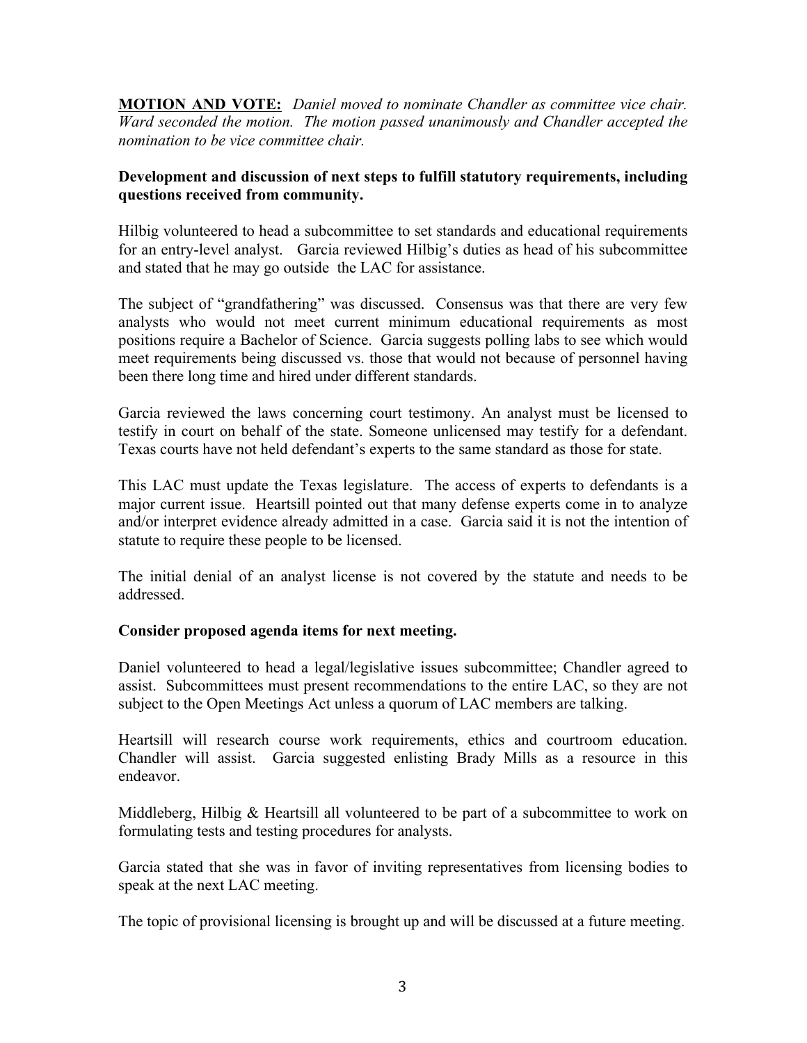**MOTION AND VOTE:** *Daniel moved to nominate Chandler as committee vice chair. Ward seconded the motion. The motion passed unanimously and Chandler accepted the nomination to be vice committee chair.*

**Development and discussion of next steps to fulfill statutory requirements, including questions received from community.**

Hilbig volunteered to head a subcommittee to set standards and educational requirements for an entry-level analyst. Garcia reviewed Hilbig's duties as head of his subcommittee and stated that he may go outside the LAC for assistance.

The subject of "grandfathering" was discussed. Consensus was that there are very few analysts who would not meet current minimum educational requirements as most positions require a Bachelor of Science. Garcia suggests polling labs to see which would meet requirements being discussed vs. those that would not because of personnel having been there long time and hired under different standards.

Garcia reviewed the laws concerning court testimony. An analyst must be licensed to testify in court on behalf of the state. Someone unlicensed may testify for a defendant. Texas courts have not held defendant's experts to the same standard as those for state.

This LAC must update the Texas legislature. The access of experts to defendants is a major current issue. Heartsill pointed out that many defense experts come in to analyze and/or interpret evidence already admitted in a case. Garcia said it is not the intention of statute to require these people to be licensed.

The initial denial of an analyst license is not covered by the statute and needs to be addressed.

**Consider proposed agenda items for next meeting.**

Daniel volunteered to head a legal/legislative issues subcommittee; Chandler agreed to assist. Subcommittees must present recommendations to the entire LAC, so they are not subject to the Open Meetings Act unless a quorum of LAC members are talking.

Heartsill will research course work requirements, ethics and courtroom education. Chandler will assist. Garcia suggested enlisting Brady Mills as a resource in this endeavor.

Middleberg, Hilbig & Heartsill all volunteered to be part of a subcommittee to work on formulating tests and testing procedures for analysts.

Garcia stated that she was in favor of inviting representatives from licensing bodies to speak at the next LAC meeting.

The topic of provisional licensing is brought up and will be discussed at a future meeting.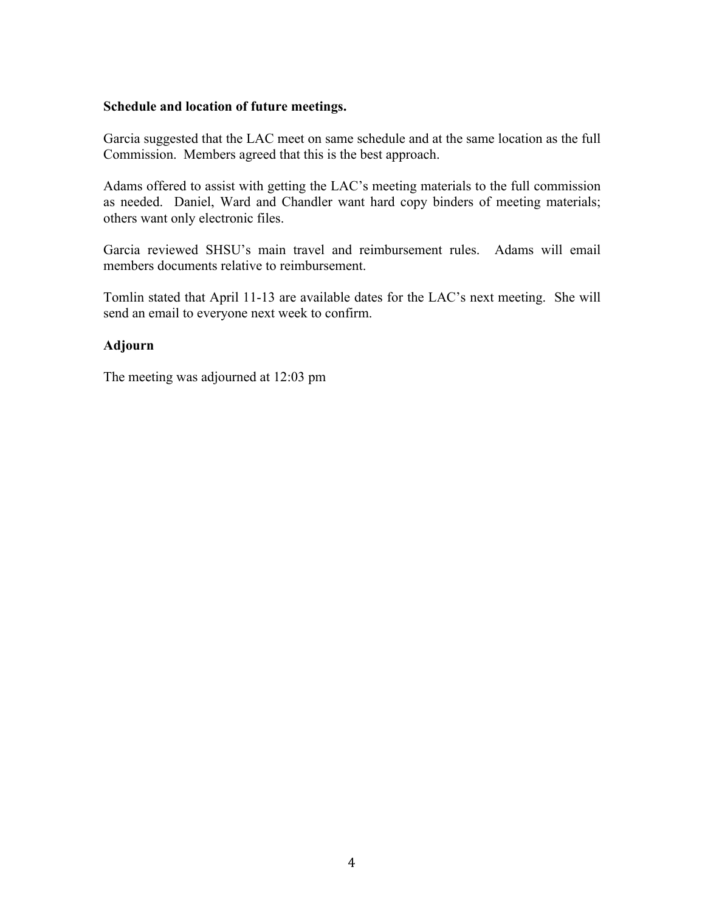**Schedule and location of future meetings.**

Garcia suggested that the LAC meet on same schedule and at the same location as the full Commission. Members agreed that this is the best approach.

Adams offered to assist with getting the LAC's meeting materials to the full commission as needed. Daniel, Ward and Chandler want hard copy binders of meeting materials; others want only electronic files.

Garcia reviewed SHSU's main travel and reimbursement rules. Adams will email members documents relative to reimbursement.

Tomlin stated that April 11-13 are available dates for the LAC's next meeting. She will send an email to everyone next week to confirm.

**Adjourn**

The meeting was adjourned at 12:03 pm